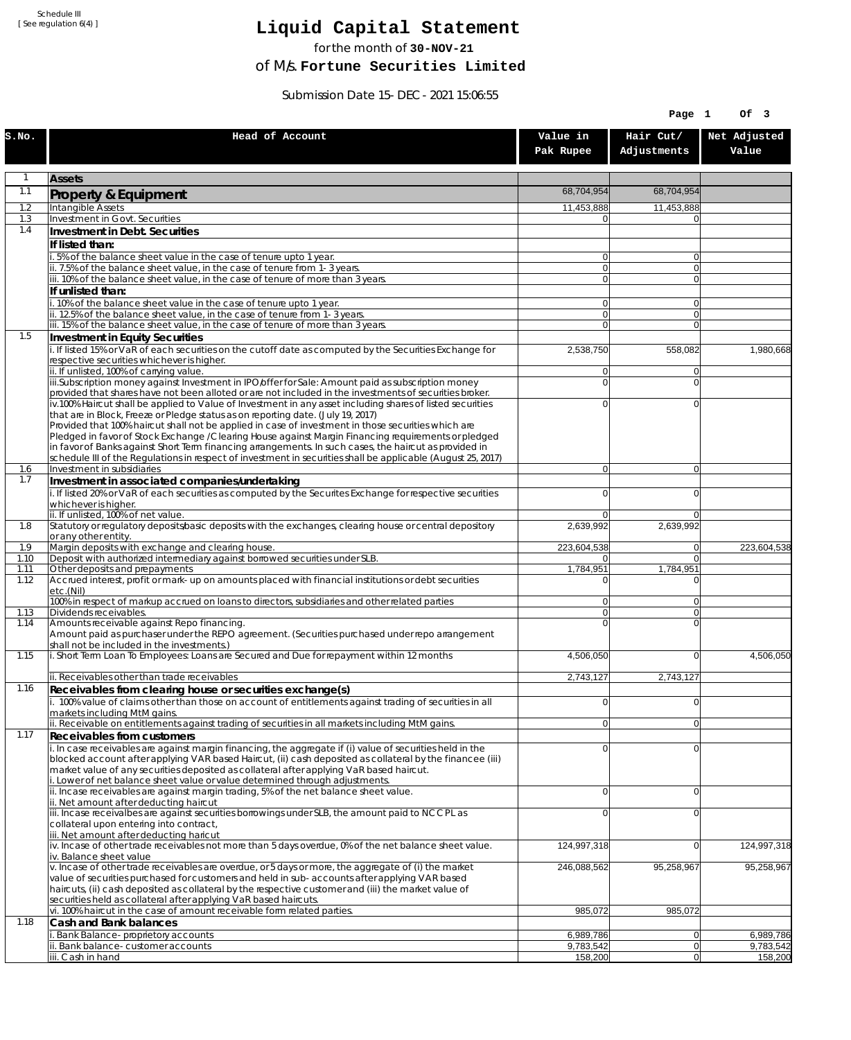Schedule III
[ See regulation 6(4) ]

# Liquid Capital Statement

for the month of **30-NOV-21**

of M/s. **Fortune Securities Limited**

Submission Date 15-DEC-2021 15:06:55

| S.No. | Head of Account | Value in Pak Rupee | Hair Cut/ Adjustments | Net Adjusted Value |
|---|---|---|---|---|
| 1 | **Assets** | | | |
| 1.1 | **Property & Equipment** | 68,704,954 | 68,704,954 | |
| 1.2 | Intangible Assets | 11,453,888 | 11,453,888 | |
| 1.3 | Investment in Govt. Securities | 0 | 0 | |
| 1.4 | **Investment in Debt. Securities** | | | |
| | **If listed than:** | | | |
| | i. 5% of the balance sheet value in the case of tenure upto 1 year. | 0 | 0 | |
| | ii. 7.5% of the balance sheet value, in the case of tenure from 1-3 years. | 0 | 0 | |
| | iii. 10% of the balance sheet value, in the case of tenure of more than 3 years. | 0 | 0 | |
| | **If unlisted than:** | | | |
| | i. 10% of the balance sheet value in the case of tenure upto 1 year. | 0 | 0 | |
| | ii. 12.5% of the balance sheet value, in the case of tenure from 1-3 years. | 0 | 0 | |
| | iii. 15% of the balance sheet value, in the case of tenure of more than 3 years. | 0 | 0 | |
| 1.5 | **Investment in Equity Securities** | | | |
| | i. If listed 15% or VaR of each securities on the cutoff date as computed by the Securities Exchange for respective securities whichever is higher. | 2,538,750 | 558,082 | 1,980,668 |
| | ii. If unlisted, 100% of carrying value. | 0 | 0 | |
| | iii.Subscription money against Investment in IPO/offer for Sale: Amount paid as subscription money provided that shares have not been alloted or are not included in the investments of securities broker. | 0 | 0 | |
| | iv.100% Haircut shall be applied to Value of Investment in any asset including shares of listed securities that are in Block, Freeze or Pledge status as on reporting date. (July 19, 2017) Provided that 100% haircut shall not be applied in case of investment in those securities which are Pledged in favor of Stock Exchange / Clearing House against Margin Financing requirements or pledged in favor of Banks against Short Term financing arrangements. In such cases, the haircut as provided in schedule III of the Regulations in respect of investment in securities shall be applicable (August 25, 2017) | 0 | 0 | |
| 1.6 | Investment in subsidiaries | 0 | 0 | |
| 1.7 | **Investment in associated companies/undertaking** | | | |
| | i. If listed 20% or VaR of each securities as computed by the Securites Exchange for respective securities whichever is higher. | 0 | 0 | |
| | ii. If unlisted, 100% of net value. | 0 | 0 | |
| 1.8 | Statutory or regulatory deposits/basic deposits with the exchanges, clearing house or central depository or any other entity. | 2,639,992 | 2,639,992 | |
| 1.9 | Margin deposits with exchange and clearing house. | 223,604,538 | 0 | 223,604,538 |
| 1.10 | Deposit with authorized intermediary against borrowed securities under SLB. | 0 | 0 | |
| 1.11 | Other deposits and prepayments | 1,784,951 | 1,784,951 | |
| 1.12 | Accrued interest, profit or mark-up on amounts placed with financial institutions or debt securities etc.(Nil) | 0 | 0 | |
| | 100% in respect of markup accrued on loans to directors, subsidiaries and other related parties | 0 | 0 | |
| 1.13 | Dividends receivables. | 0 | 0 | |
| 1.14 | Amounts receivable against Repo financing. Amount paid as purchaser under the REPO agreement. (Securities purchased under repo arrangement shall not be included in the investments.) | 0 | 0 | |
| 1.15 | i. Short Term Loan To Employees: Loans are Secured and Due for repayment within 12 months | 4,506,050 | 0 | 4,506,050 |
| | ii. Receivables other than trade receivables | 2,743,127 | 2,743,127 | |
| 1.16 | **Receivables from clearing house or securities exchange(s)** | | | |
| | i. 100% value of claims other than those on account of entitlements against trading of securities in all markets including MtM gains. | 0 | 0 | |
| | ii. Receivable on entitlements against trading of securities in all markets including MtM gains. | 0 | 0 | |
| 1.17 | **Receivables from customers** | | | |
| | i. In case receivables are against margin financing, the aggregate if (i) value of securities held in the blocked account after applying VAR based Haircut, (ii) cash deposited as collateral by the financee (iii) market value of any securities deposited as collateral after applying VaR based haircut. i. Lower of net balance sheet value or value determined through adjustments. | 0 | 0 | |
| | ii. Incase receivables are against margin trading, 5% of the net balance sheet value. ii. Net amount after deducting haircut | 0 | 0 | |
| | iii. Incase receivalbes are against securities borrowings under SLB, the amount paid to NCCPL as collateral upon entering into contract, iii. Net amount after deducting haricut | 0 | 0 | |
| | iv. Incase of other trade receivables not more than 5 days overdue, 0% of the net balance sheet value. iv. Balance sheet value | 124,997,318 | 0 | 124,997,318 |
| | v. Incase of other trade receivables are overdue, or 5 days or more, the aggregate of (i) the market value of securities purchased for customers and held in sub-accounts after applying VAR based haircuts, (ii) cash deposited as collateral by the respective customer and (iii) the market value of securities held as collateral after applying VaR based haircuts. | 246,088,562 | 95,258,967 | 95,258,967 |
| | vi. 100% haircut in the case of amount receivable form related parties. | 985,072 | 985,072 | |
| 1.18 | **Cash and Bank balances** | | | |
| | i. Bank Balance-proprietory accounts | 6,989,786 | 0 | 6,989,786 |
| | ii. Bank balance-customer accounts | 9,783,542 | 0 | 9,783,542 |
| | iii. Cash in hand | 158,200 | 0 | 158,200 |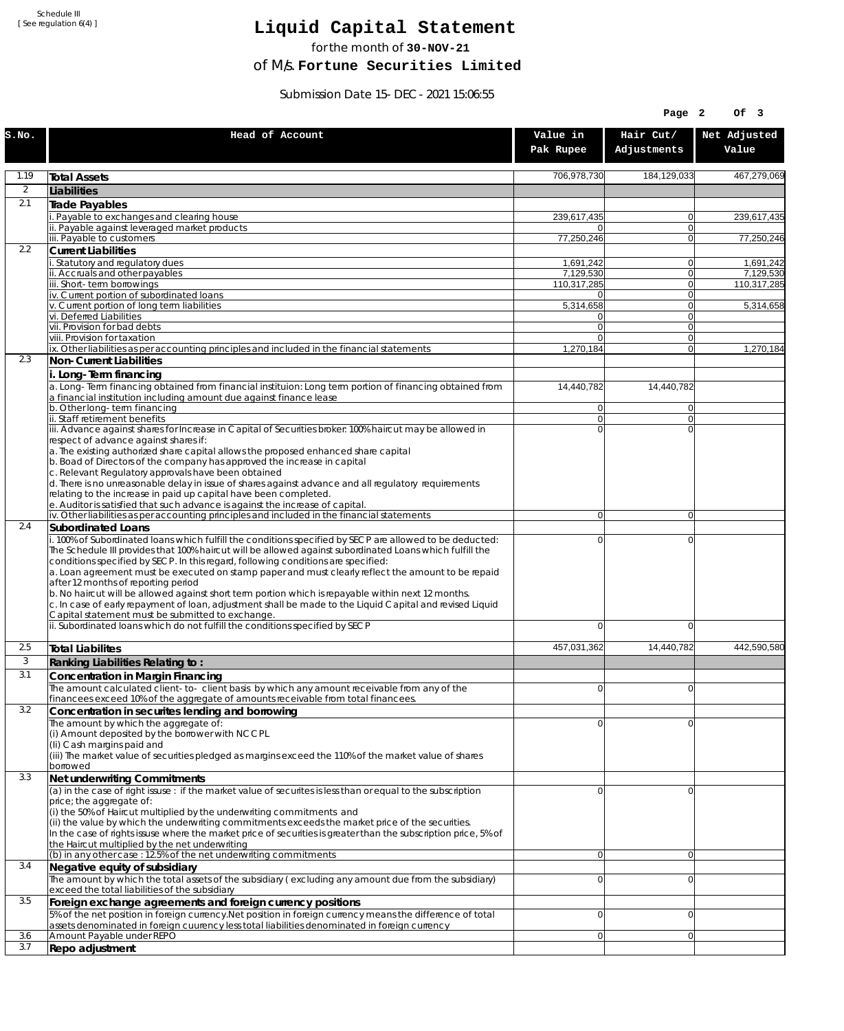Schedule III
[ See regulation 6(4) ]

# Liquid Capital Statement

for the month of **30-NOV-21**

of M/s. **Fortune Securities Limited**

Submission Date 15-DEC-2021 15:06:55

| S.No. | Head of Account | Value in Pak Rupee | Hair Cut/ Adjustments | Net Adjusted Value |
|---|---|---|---|---|
| 1.19 | **Total Assets** | 706,978,730 | 184,129,033 | 467,279,069 |
| 2 | **Liabilities** | | | |
| 2.1 | **Trade Payables** | | | |
| | i. Payable to exchanges and clearing house | 239,617,435 | 0 | 239,617,435 |
| | ii. Payable against leveraged market products | 0 | 0 | |
| | iii. Payable to customers | 77,250,246 | 0 | 77,250,246 |
| 2.2 | **Current Liabilities** | | | |
| | i. Statutory and regulatory dues | 1,691,242 | 0 | 1,691,242 |
| | ii. Accruals and other payables | 7,129,530 | 0 | 7,129,530 |
| | iii. Short-term borrowings | 110,317,285 | 0 | 110,317,285 |
| | iv. Current portion of subordinated loans | 0 | 0 | |
| | v. Current portion of long term liabilities | 5,314,658 | 0 | 5,314,658 |
| | vi. Deferred Liabilities | 0 | 0 | |
| | vii. Provision for bad debts | 0 | 0 | |
| | viii. Provision for taxation | 0 | 0 | |
| | ix. Other liabilities as per accounting principles and included in the financial statements | 1,270,184 | 0 | 1,270,184 |
| 2.3 | **Non-Current Liabilities** | | | |
| | **i. Long-Term financing** | | | |
| | a. Long-Term financing obtained from financial instituion: Long term portion of financing obtained from a financial institution including amount due against finance lease | 14,440,782 | 14,440,782 | |
| | b. Other long-term financing | 0 | 0 | |
| | ii. Staff retirement benefits | 0 | 0 | |
| | iii. Advance against shares for Increase in Capital of Securities broker: 100% haircut may be allowed in respect of advance against shares if:<br>a. The existing authorized share capital allows the proposed enhanced share capital<br>b. Boad of Directors of the company has approved the increase in capital<br>c. Relevant Regulatory approvals have been obtained<br>d. There is no unreasonable delay in issue of shares against advance and all regulatory requirements relating to the increase in paid up capital have been completed.<br>e. Auditor is satisfied that such advance is against the increase of capital. | 0 | 0 | |
| | iv. Other liabilities as per accounting principles and included in the financial statements | 0 | 0 | |
| 2.4 | **Subordinated Loans** | | | |
| | i. 100% of Subordinated loans which fulfill the conditions specified by SECP are allowed to be deducted: The Schedule III provides that 100% haircut will be allowed against subordinated Loans which fulfill the conditions specified by SECP. In this regard, following conditions are specified:<br>a. Loan agreement must be executed on stamp paper and must clearly reflect the amount to be repaid after 12 months of reporting period<br>b. No haircut will be allowed against short term portion which is repayable within next 12 months.<br>c. In case of early repayment of loan, adjustment shall be made to the Liquid Capital and revised Liquid Capital statement must be submitted to exchange. | 0 | 0 | |
| | ii. Subordinated loans which do not fulfill the conditions specified by SECP | 0 | 0 | |
| 2.5 | **Total Liabilites** | 457,031,362 | 14,440,782 | 442,590,580 |
| 3 | **Ranking Liabilities Relating to :** | | | |
| 3.1 | **Concentration in Margin Financing** | | | |
| | The amount calculated client-to- client basis by which any amount receivable from any of the financees exceed 10% of the aggregate of amounts receivable from total financees. | 0 | 0 | |
| 3.2 | **Concentration in securites lending and borrowing** | | | |
| | The amount by which the aggregate of:<br>(i) Amount deposited by the borrower with NCCPL<br>(Ii) Cash margins paid and<br>(iii) The market value of securities pledged as margins exceed the 110% of the market value of shares borrowed | 0 | 0 | |
| 3.3 | **Net underwriting Commitments** | | | |
| | (a) in the case of right issuse : if the market value of securites is less than or equal to the subscription price; the aggregate of:<br>(i) the 50% of Haircut multiplied by the underwriting commitments and<br>(ii) the value by which the underwriting commitments exceeds the market price of the securities.<br>In the case of rights issuse where the market price of securities is greater than the subscription price, 5% of the Haircut multiplied by the net underwriting | 0 | 0 | |
| | (b) in any other case : 12.5% of the net underwriting commitments | 0 | 0 | |
| 3.4 | **Negative equity of subsidiary** | | | |
| | The amount by which the total assets of the subsidiary ( excluding any amount due from the subsidiary) exceed the total liabilities of the subsidiary | 0 | 0 | |
| 3.5 | **Foreign exchange agreements and foreign currency positions** | | | |
| | 5% of the net position in foreign currency.Net position in foreign currency means the difference of total assets denominated in foreign cuurency less total liabilities denominated in foreign currency | 0 | 0 | |
| 3.6 | Amount Payable under REPO | 0 | 0 | |
| 3.7 | **Repo adjustment** | | | |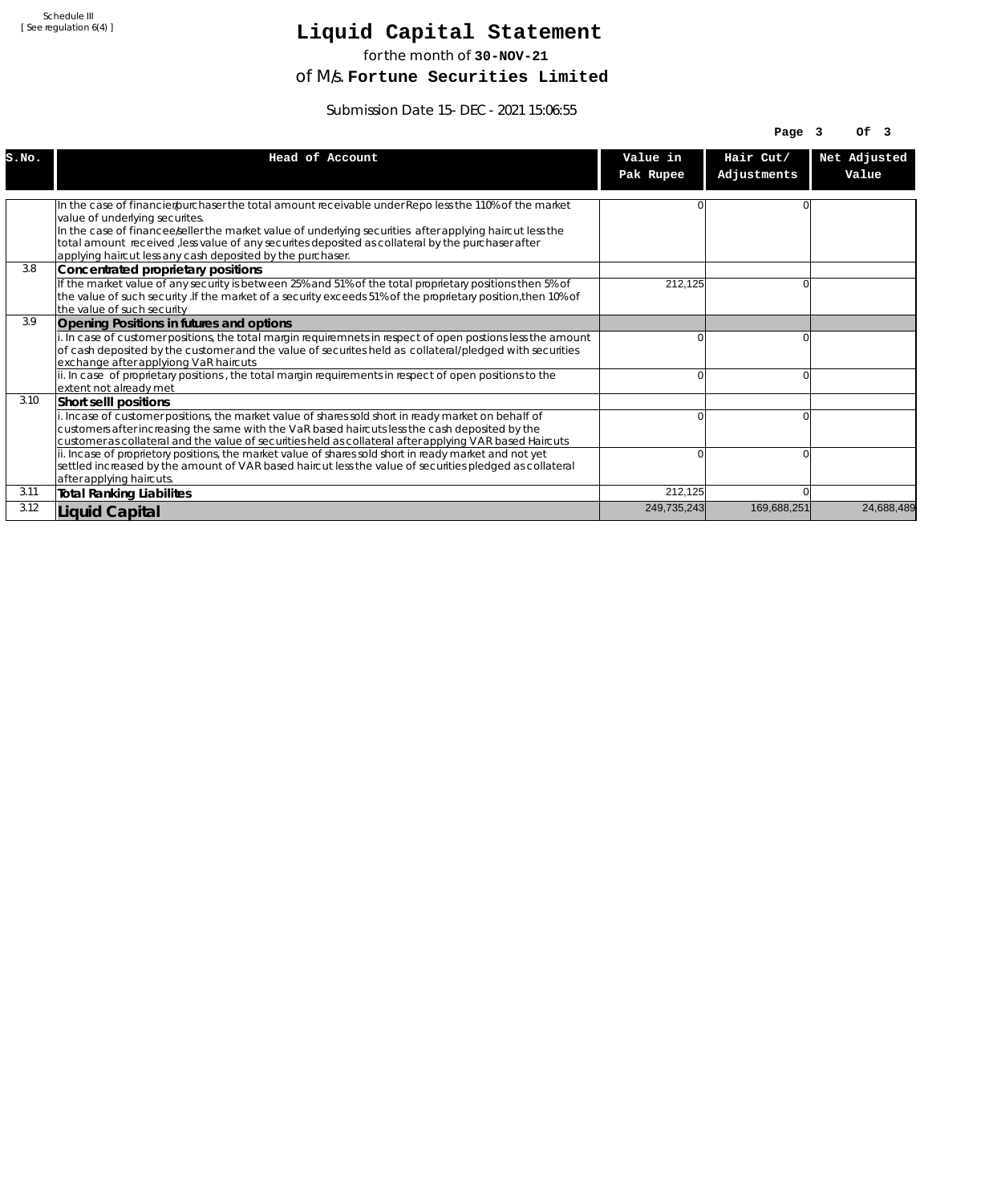Schedule III
[ See regulation 6(4) ]

# Liquid Capital Statement

for the month of **30-NOV-21**

of M/s. **Fortune Securities Limited**

Submission Date 15-DEC-2021 15:06:55

| S.No. | Head of Account | Value in Pak Rupee | Hair Cut/ Adjustments | Net Adjusted Value |
|---|---|---|---|---|
| | In the case of financier/purchaser the total amount receivable under Repo less the 110% of the market value of underlying securities. In the case of financee/seller the market value of underlying securities after applying haircut less the total amount received ,less value of any securites deposited as collateral by the purchaser after applying haircut less any cash deposited by the purchaser. | 0 | 0 | |
| 3.8 | **Concentrated proprietary positions** | | | |
| | If the market value of any security is between 25% and 51% of the total proprietary positions then 5% of the value of such security .If the market of a security exceeds 51% of the proprietary position,then 10% of the value of such security | 212,125 | 0 | |
| 3.9 | **Opening Positions in futures and options** | | | |
| | i. In case of customer positions, the total margin requiremnets in respect of open postions less the amount of cash deposited by the customer and the value of securites held as collateral/pledged with securities exchange after applyiong VaR haircuts | 0 | 0 | |
| | ii. In case of proprietary positions , the total margin requirements in respect of open positions to the extent not already met | 0 | 0 | |
| 3.10 | **Short selll positions** | | | |
| | i. Incase of customer positions, the market value of shares sold short in ready market on behalf of customers after increasing the same with the VaR based haircuts less the cash deposited by the customer as collateral and the value of securities held as collateral after applying VAR based Haircuts | 0 | 0 | |
| | ii. Incase of proprietory positions, the market value of shares sold short in ready market and not yet settled increased by the amount of VAR based haircut less the value of securities pledged as collateral after applying haircuts. | 0 | 0 | |
| 3.11 | **Total Ranking Liabilites** | 212,125 | 0 | |
| 3.12 | **Liquid Capital** | 249,735,243 | 169,688,251 | 24,688,489 |